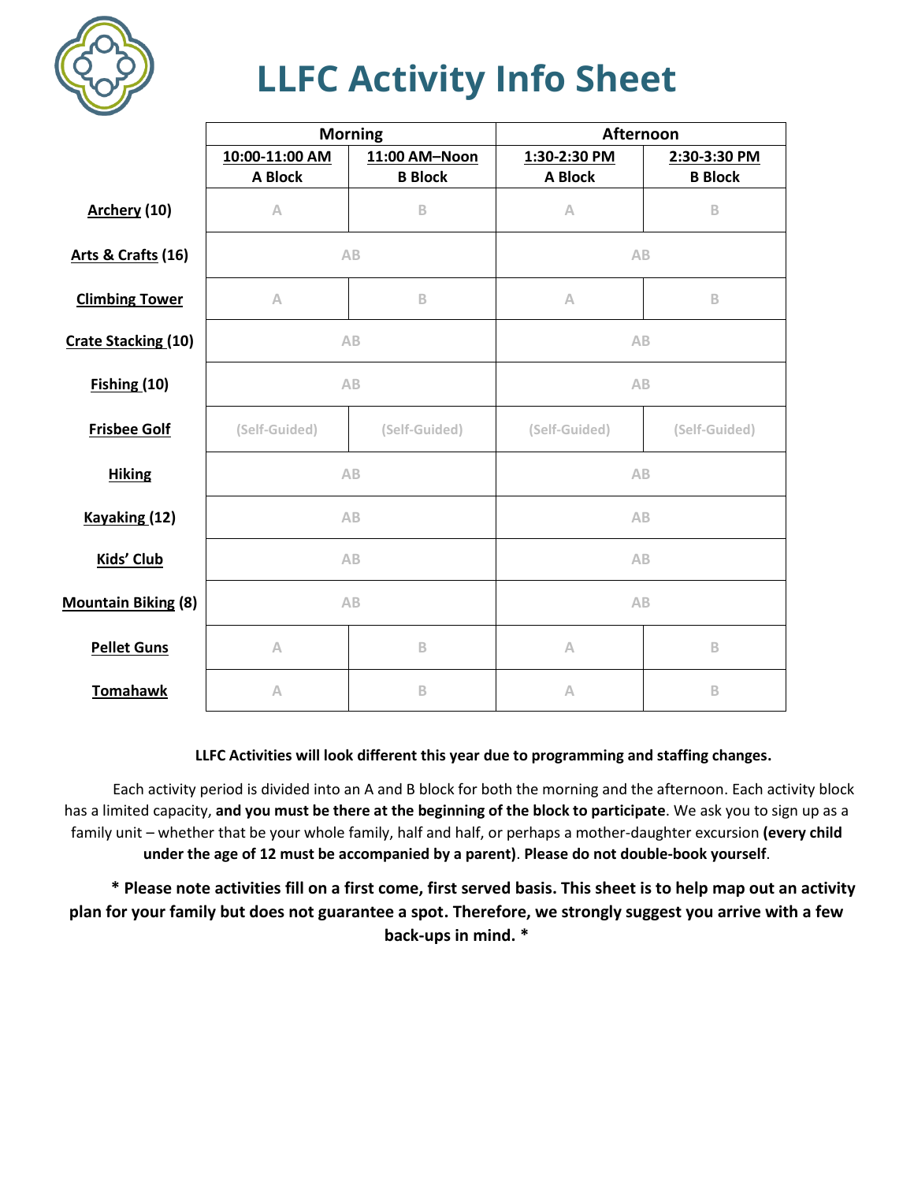# LLFC Activity Info Sheet

| | Morning | | Afternoon | |
|---|---|---|---|---|
| | **10:00-11:00 AM A Block** | **11:00 AM–Noon B Block** | **1:30-2:30 PM A Block** | **2:30-3:30 PM B Block** |
| **Archery (10)** | A | B | A | B |
| **Arts & Crafts (16)** | AB | | AB | |
| **Climbing Tower** | A | B | A | B |
| **Crate Stacking (10)** | AB | | AB | |
| **Fishing (10)** | AB | | AB | |
| **Frisbee Golf** | (Self-Guided) | (Self-Guided) | (Self-Guided) | (Self-Guided) |
| **Hiking** | AB | | AB | |
| **Kayaking (12)** | AB | | AB | |
| **Kids' Club** | AB | | AB | |
| **Mountain Biking (8)** | AB | | AB | |
| **Pellet Guns** | A | B | A | B |
| **Tomahawk** | A | B | A | B |

**LLFC Activities will look different this year due to programming and staffing changes.**

Each activity period is divided into an A and B block for both the morning and the afternoon. Each activity block has a limited capacity, **and you must be there at the beginning of the block to participate**. We ask you to sign up as a family unit – whether that be your whole family, half and half, or perhaps a mother-daughter excursion **(every child under the age of 12 must be accompanied by a parent)**. **Please do not double-book yourself**.

**\* Please note activities fill on a first come, first served basis. This sheet is to help map out an activity plan for your family but does not guarantee a spot. Therefore, we strongly suggest you arrive with a few back-ups in mind. \***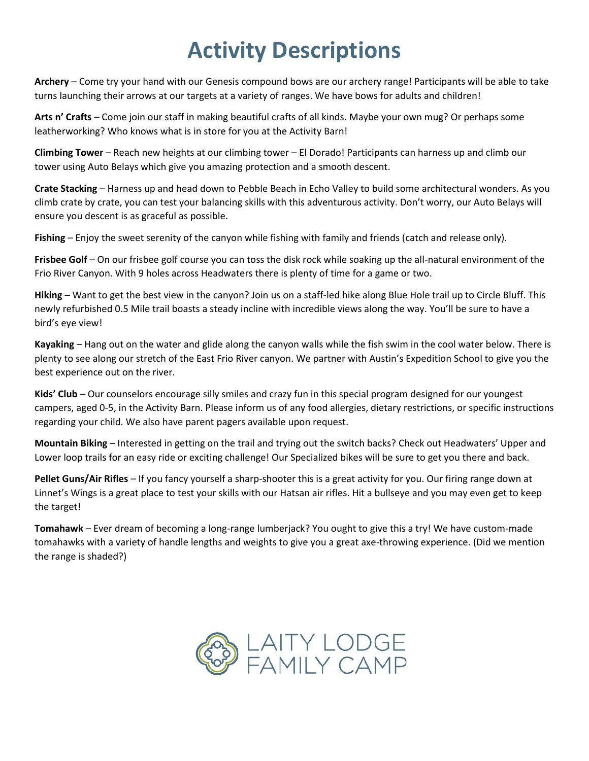# Activity Descriptions

**Archery** – Come try your hand with our Genesis compound bows are our archery range! Participants will be able to take turns launching their arrows at our targets at a variety of ranges. We have bows for adults and children!

**Arts n' Crafts** – Come join our staff in making beautiful crafts of all kinds. Maybe your own mug? Or perhaps some leatherworking? Who knows what is in store for you at the Activity Barn!

**Climbing Tower** – Reach new heights at our climbing tower – El Dorado! Participants can harness up and climb our tower using Auto Belays which give you amazing protection and a smooth descent.

**Crate Stacking** – Harness up and head down to Pebble Beach in Echo Valley to build some architectural wonders. As you climb crate by crate, you can test your balancing skills with this adventurous activity. Don't worry, our Auto Belays will ensure you descent is as graceful as possible.

**Fishing** – Enjoy the sweet serenity of the canyon while fishing with family and friends (catch and release only).

**Frisbee Golf** – On our frisbee golf course you can toss the disk rock while soaking up the all-natural environment of the Frio River Canyon. With 9 holes across Headwaters there is plenty of time for a game or two.

**Hiking** – Want to get the best view in the canyon? Join us on a staff-led hike along Blue Hole trail up to Circle Bluff. This newly refurbished 0.5 Mile trail boasts a steady incline with incredible views along the way. You'll be sure to have a bird's eye view!

**Kayaking** – Hang out on the water and glide along the canyon walls while the fish swim in the cool water below. There is plenty to see along our stretch of the East Frio River canyon. We partner with Austin's Expedition School to give you the best experience out on the river.

**Kids' Club** – Our counselors encourage silly smiles and crazy fun in this special program designed for our youngest campers, aged 0-5, in the Activity Barn. Please inform us of any food allergies, dietary restrictions, or specific instructions regarding your child. We also have parent pagers available upon request.

**Mountain Biking** – Interested in getting on the trail and trying out the switch backs? Check out Headwaters' Upper and Lower loop trails for an easy ride or exciting challenge! Our Specialized bikes will be sure to get you there and back.

**Pellet Guns/Air Rifles** – If you fancy yourself a sharp-shooter this is a great activity for you. Our firing range down at Linnet's Wings is a great place to test your skills with our Hatsan air rifles. Hit a bullseye and you may even get to keep the target!

**Tomahawk** – Ever dream of becoming a long-range lumberjack? You ought to give this a try! We have custom-made tomahawks with a variety of handle lengths and weights to give you a great axe-throwing experience. (Did we mention the range is shaded?)

LAITY LODGE FAMILY CAMP